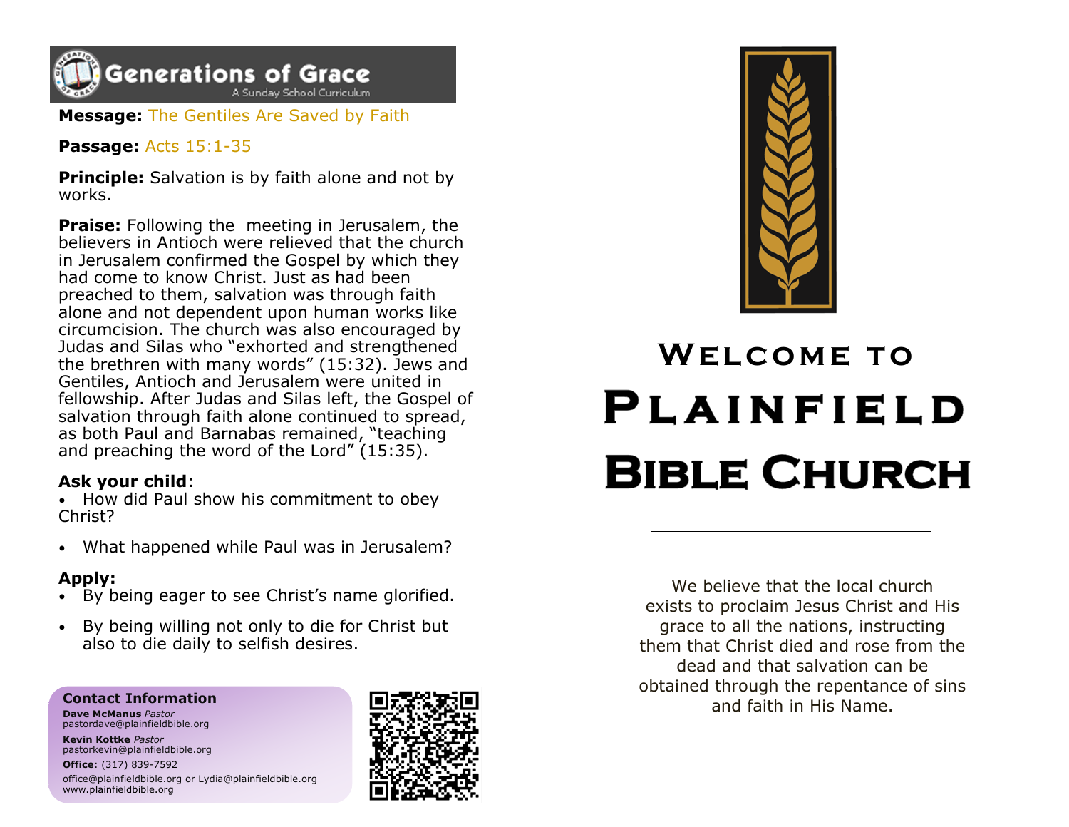**Generations of Grace**
A Sunday School Curriculum

**Message:** The Gentiles Are Saved by Faith

**Passage:** Acts 15:1-35

**Principle:** Salvation is by faith alone and not by works.

**Praise:** Following the meeting in Jerusalem, the believers in Antioch were relieved that the church in Jerusalem confirmed the Gospel by which they had come to know Christ. Just as had been preached to them, salvation was through faith alone and not dependent upon human works like circumcision. The church was also encouraged by Judas and Silas who "exhorted and strengthened the brethren with many words" (15:32). Jews and Gentiles, Antioch and Jerusalem were united in fellowship. After Judas and Silas left, the Gospel of salvation through faith alone continued to spread, as both Paul and Barnabas remained, "teaching and preaching the word of the Lord" (15:35).

**Ask your child**:

- How did Paul show his commitment to obey Christ?
- What happened while Paul was in Jerusalem?

**Apply:**

- By being eager to see Christ's name glorified.
- By being willing not only to die for Christ but also to die daily to selfish desires.

**Contact Information**

**Dave McManus** *Pastor*
pastordave@plainfieldbible.org

**Kevin Kottke** *Pastor*
pastorkevin@plainfieldbible.org

**Office**: (317) 839-7592

office@plainfieldbible.org or Lydia@plainfieldbible.org
www.plainfieldbible.org

# Welcome to Plainfield Bible Church

We believe that the local church exists to proclaim Jesus Christ and His grace to all the nations, instructing them that Christ died and rose from the dead and that salvation can be obtained through the repentance of sins and faith in His Name.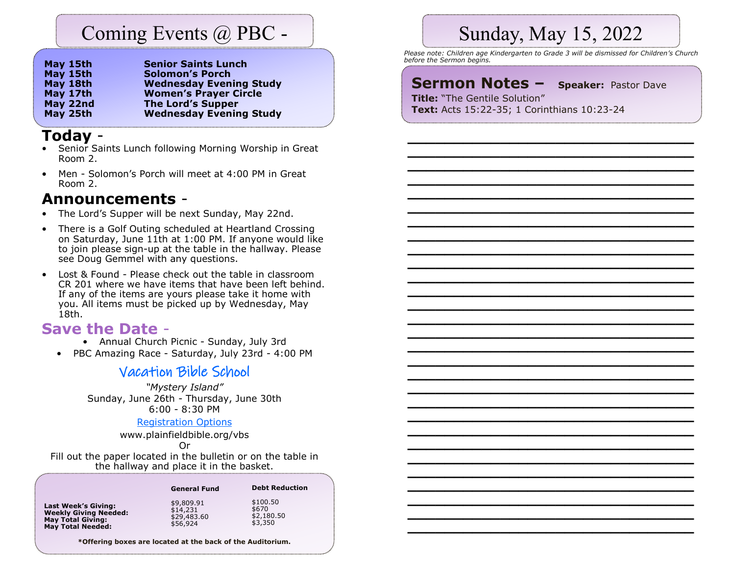# Coming Events @ PBC -

| | |
|---|---|
| **May 15th** | **Senior Saints Lunch** |
| **May 15th** | **Solomon's Porch** |
| **May 18th** | **Wednesday Evening Study** |
| **May 17th** | **Women's Prayer Circle** |
| **May 22nd** | **The Lord's Supper** |
| **May 25th** | **Wednesday Evening Study** |

## Today -

- Senior Saints Lunch following Morning Worship in Great Room 2.
- Men - Solomon's Porch will meet at 4:00 PM in Great Room 2.

## Announcements -

- The Lord's Supper will be next Sunday, May 22nd.
- There is a Golf Outing scheduled at Heartland Crossing on Saturday, June 11th at 1:00 PM. If anyone would like to join please sign-up at the table in the hallway. Please see Doug Gemmel with any questions.
- Lost & Found - Please check out the table in classroom CR 201 where we have items that have been left behind. If any of the items are yours please take it home with you. All items must be picked up by Wednesday, May 18th.

## Save the Date -

- Annual Church Picnic - Sunday, July 3rd
- PBC Amazing Race - Saturday, July 23rd - 4:00 PM

## Vacation Bible School

*"Mystery Island"*

Sunday, June 26th - Thursday, June 30th

6:00 - 8:30 PM

Registration Options

www.plainfieldbible.org/vbs

Or

Fill out the paper located in the bulletin or on the table in the hallway and place it in the basket.

| | General Fund | Debt Reduction |
|---|---|---|
| **Last Week's Giving:** | $9,809.91 | $100.50 |
| **Weekly Giving Needed:** | $14,231 | $670 |
| **May Total Giving:** | $29,483.60 | $2,180.50 |
| **May Total Needed:** | $56,924 | $3,350 |

**\*Offering boxes are located at the back of the Auditorium.**

# Sunday, May 15, 2022

*Please note: Children age Kindergarten to Grade 3 will be dismissed for Children's Church before the Sermon begins.*

## Sermon Notes – **Speaker:** Pastor Dave

**Title:** "The Gentile Solution"

**Text:** Acts 15:22-35; 1 Corinthians 10:23-24